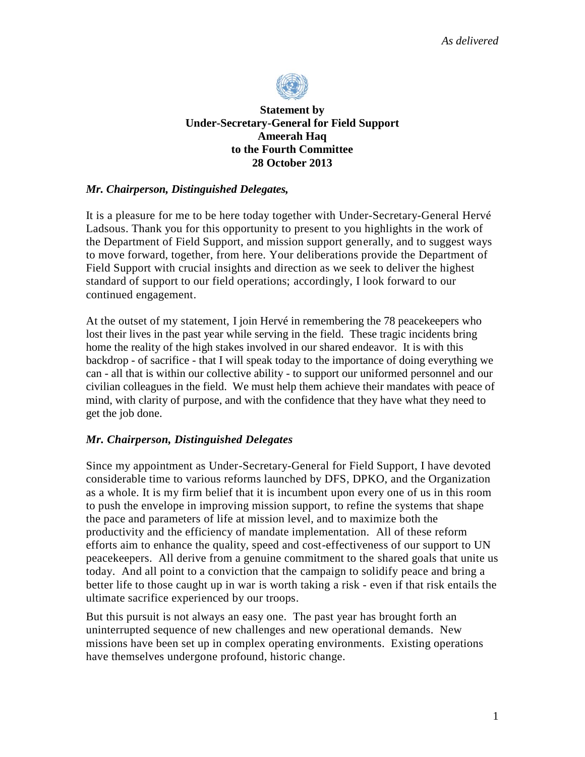*As delivered*

**Statement by**
**Under-Secretary-General for Field Support**
**Ameerah Haq**
**to the Fourth Committee**
**28 October 2013**

***Mr. Chairperson, Distinguished Delegates,***

It is a pleasure for me to be here today together with Under-Secretary-General Hervé Ladsous. Thank you for this opportunity to present to you highlights in the work of the Department of Field Support, and mission support generally, and to suggest ways to move forward, together, from here. Your deliberations provide the Department of Field Support with crucial insights and direction as we seek to deliver the highest standard of support to our field operations; accordingly, I look forward to our continued engagement.

At the outset of my statement, I join Hervé in remembering the 78 peacekeepers who lost their lives in the past year while serving in the field. These tragic incidents bring home the reality of the high stakes involved in our shared endeavor. It is with this backdrop - of sacrifice - that I will speak today to the importance of doing everything we can - all that is within our collective ability - to support our uniformed personnel and our civilian colleagues in the field. We must help them achieve their mandates with peace of mind, with clarity of purpose, and with the confidence that they have what they need to get the job done.

***Mr. Chairperson, Distinguished Delegates***

Since my appointment as Under-Secretary-General for Field Support, I have devoted considerable time to various reforms launched by DFS, DPKO, and the Organization as a whole. It is my firm belief that it is incumbent upon every one of us in this room to push the envelope in improving mission support, to refine the systems that shape the pace and parameters of life at mission level, and to maximize both the productivity and the efficiency of mandate implementation. All of these reform efforts aim to enhance the quality, speed and cost-effectiveness of our support to UN peacekeepers. All derive from a genuine commitment to the shared goals that unite us today. And all point to a conviction that the campaign to solidify peace and bring a better life to those caught up in war is worth taking a risk - even if that risk entails the ultimate sacrifice experienced by our troops.

But this pursuit is not always an easy one. The past year has brought forth an uninterrupted sequence of new challenges and new operational demands. New missions have been set up in complex operating environments. Existing operations have themselves undergone profound, historic change.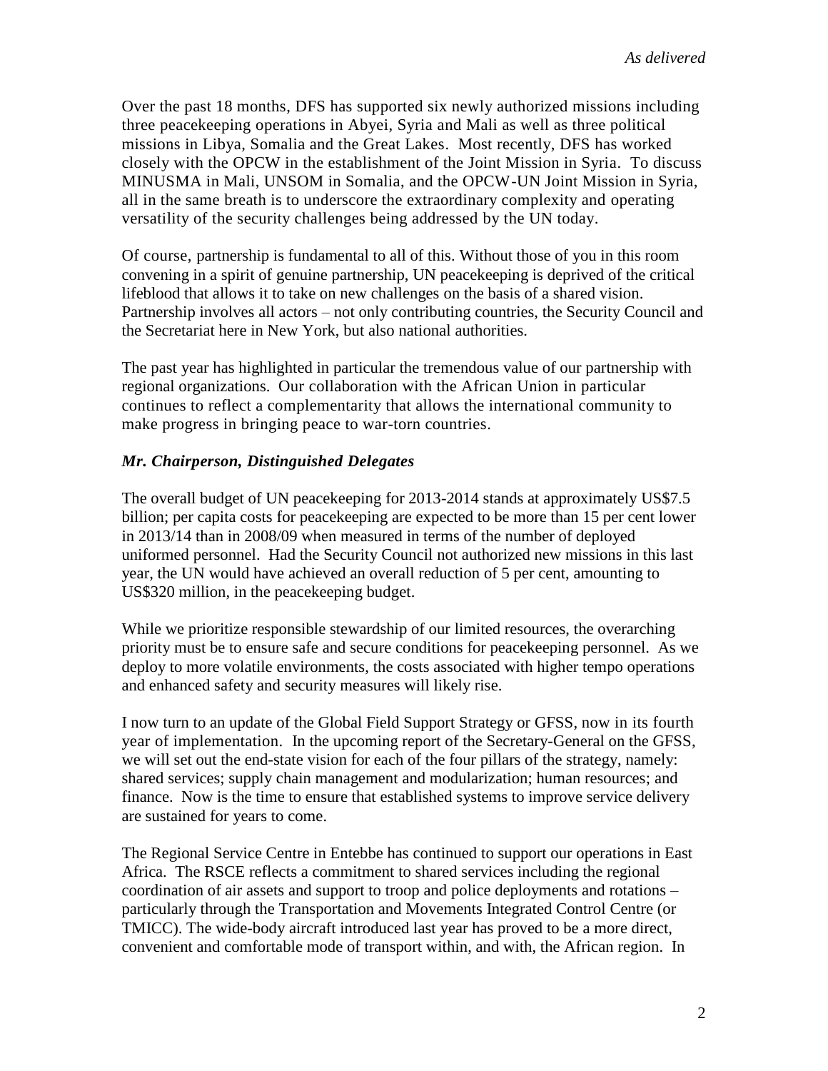Over the past 18 months, DFS has supported six newly authorized missions including three peacekeeping operations in Abyei, Syria and Mali as well as three political missions in Libya, Somalia and the Great Lakes. Most recently, DFS has worked closely with the OPCW in the establishment of the Joint Mission in Syria. To discuss MINUSMA in Mali, UNSOM in Somalia, and the OPCW-UN Joint Mission in Syria, all in the same breath is to underscore the extraordinary complexity and operating versatility of the security challenges being addressed by the UN today.

Of course, partnership is fundamental to all of this. Without those of you in this room convening in a spirit of genuine partnership, UN peacekeeping is deprived of the critical lifeblood that allows it to take on new challenges on the basis of a shared vision. Partnership involves all actors – not only contributing countries, the Security Council and the Secretariat here in New York, but also national authorities.

The past year has highlighted in particular the tremendous value of our partnership with regional organizations. Our collaboration with the African Union in particular continues to reflect a complementarity that allows the international community to make progress in bringing peace to war-torn countries.

***Mr. Chairperson, Distinguished Delegates***

The overall budget of UN peacekeeping for 2013-2014 stands at approximately US$7.5 billion; per capita costs for peacekeeping are expected to be more than 15 per cent lower in 2013/14 than in 2008/09 when measured in terms of the number of deployed uniformed personnel. Had the Security Council not authorized new missions in this last year, the UN would have achieved an overall reduction of 5 per cent, amounting to US$320 million, in the peacekeeping budget.

While we prioritize responsible stewardship of our limited resources, the overarching priority must be to ensure safe and secure conditions for peacekeeping personnel. As we deploy to more volatile environments, the costs associated with higher tempo operations and enhanced safety and security measures will likely rise.

I now turn to an update of the Global Field Support Strategy or GFSS, now in its fourth year of implementation. In the upcoming report of the Secretary-General on the GFSS, we will set out the end-state vision for each of the four pillars of the strategy, namely: shared services; supply chain management and modularization; human resources; and finance. Now is the time to ensure that established systems to improve service delivery are sustained for years to come.

The Regional Service Centre in Entebbe has continued to support our operations in East Africa. The RSCE reflects a commitment to shared services including the regional coordination of air assets and support to troop and police deployments and rotations – particularly through the Transportation and Movements Integrated Control Centre (or TMICC). The wide-body aircraft introduced last year has proved to be a more direct, convenient and comfortable mode of transport within, and with, the African region. In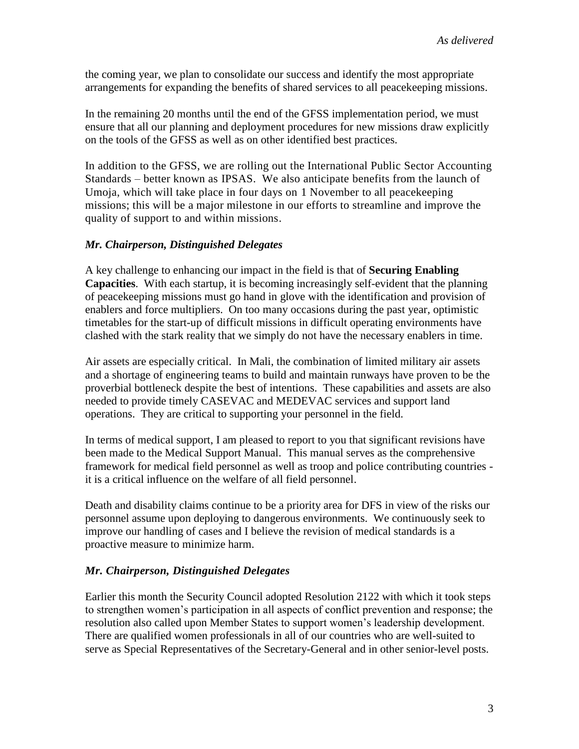the coming year, we plan to consolidate our success and identify the most appropriate arrangements for expanding the benefits of shared services to all peacekeeping missions.

In the remaining 20 months until the end of the GFSS implementation period, we must ensure that all our planning and deployment procedures for new missions draw explicitly on the tools of the GFSS as well as on other identified best practices.

In addition to the GFSS, we are rolling out the International Public Sector Accounting Standards – better known as IPSAS. We also anticipate benefits from the launch of Umoja, which will take place in four days on 1 November to all peacekeeping missions; this will be a major milestone in our efforts to streamline and improve the quality of support to and within missions.

***Mr. Chairperson, Distinguished Delegates***

A key challenge to enhancing our impact in the field is that of **Securing Enabling Capacities**. With each startup, it is becoming increasingly self-evident that the planning of peacekeeping missions must go hand in glove with the identification and provision of enablers and force multipliers. On too many occasions during the past year, optimistic timetables for the start-up of difficult missions in difficult operating environments have clashed with the stark reality that we simply do not have the necessary enablers in time.

Air assets are especially critical. In Mali, the combination of limited military air assets and a shortage of engineering teams to build and maintain runways have proven to be the proverbial bottleneck despite the best of intentions. These capabilities and assets are also needed to provide timely CASEVAC and MEDEVAC services and support land operations. They are critical to supporting your personnel in the field.

In terms of medical support, I am pleased to report to you that significant revisions have been made to the Medical Support Manual. This manual serves as the comprehensive framework for medical field personnel as well as troop and police contributing countries - it is a critical influence on the welfare of all field personnel.

Death and disability claims continue to be a priority area for DFS in view of the risks our personnel assume upon deploying to dangerous environments. We continuously seek to improve our handling of cases and I believe the revision of medical standards is a proactive measure to minimize harm.

***Mr. Chairperson, Distinguished Delegates***

Earlier this month the Security Council adopted Resolution 2122 with which it took steps to strengthen women's participation in all aspects of conflict prevention and response; the resolution also called upon Member States to support women's leadership development. There are qualified women professionals in all of our countries who are well-suited to serve as Special Representatives of the Secretary-General and in other senior-level posts.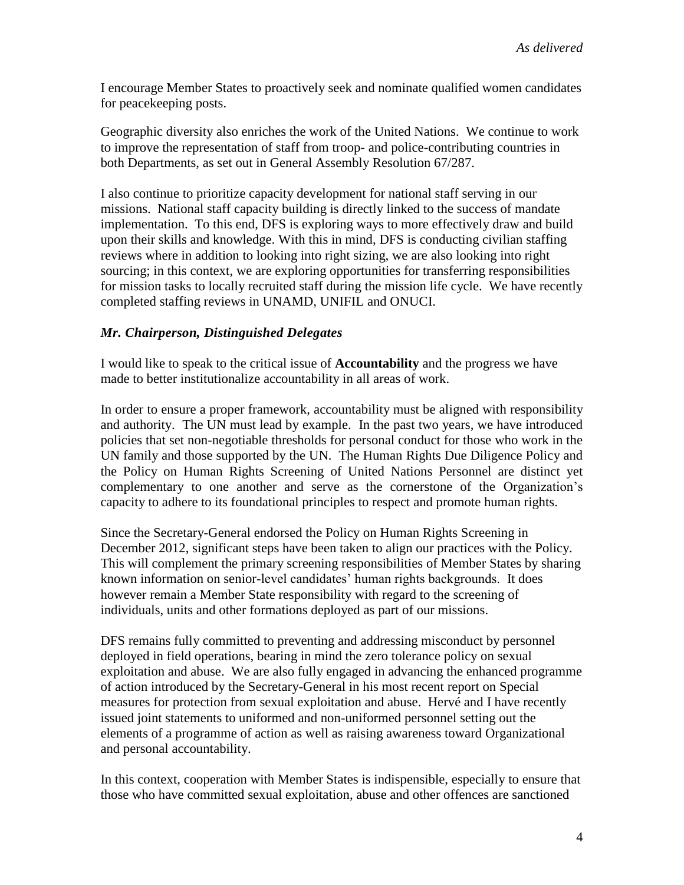I encourage Member States to proactively seek and nominate qualified women candidates for peacekeeping posts.

Geographic diversity also enriches the work of the United Nations. We continue to work to improve the representation of staff from troop- and police-contributing countries in both Departments, as set out in General Assembly Resolution 67/287.

I also continue to prioritize capacity development for national staff serving in our missions. National staff capacity building is directly linked to the success of mandate implementation. To this end, DFS is exploring ways to more effectively draw and build upon their skills and knowledge. With this in mind, DFS is conducting civilian staffing reviews where in addition to looking into right sizing, we are also looking into right sourcing; in this context, we are exploring opportunities for transferring responsibilities for mission tasks to locally recruited staff during the mission life cycle. We have recently completed staffing reviews in UNAMD, UNIFIL and ONUCI.

***Mr. Chairperson, Distinguished Delegates***

I would like to speak to the critical issue of **Accountability** and the progress we have made to better institutionalize accountability in all areas of work.

In order to ensure a proper framework, accountability must be aligned with responsibility and authority. The UN must lead by example. In the past two years, we have introduced policies that set non-negotiable thresholds for personal conduct for those who work in the UN family and those supported by the UN. The Human Rights Due Diligence Policy and the Policy on Human Rights Screening of United Nations Personnel are distinct yet complementary to one another and serve as the cornerstone of the Organization's capacity to adhere to its foundational principles to respect and promote human rights.

Since the Secretary-General endorsed the Policy on Human Rights Screening in December 2012, significant steps have been taken to align our practices with the Policy. This will complement the primary screening responsibilities of Member States by sharing known information on senior-level candidates' human rights backgrounds. It does however remain a Member State responsibility with regard to the screening of individuals, units and other formations deployed as part of our missions.

DFS remains fully committed to preventing and addressing misconduct by personnel deployed in field operations, bearing in mind the zero tolerance policy on sexual exploitation and abuse. We are also fully engaged in advancing the enhanced programme of action introduced by the Secretary-General in his most recent report on Special measures for protection from sexual exploitation and abuse. Hervé and I have recently issued joint statements to uniformed and non-uniformed personnel setting out the elements of a programme of action as well as raising awareness toward Organizational and personal accountability.

In this context, cooperation with Member States is indispensible, especially to ensure that those who have committed sexual exploitation, abuse and other offences are sanctioned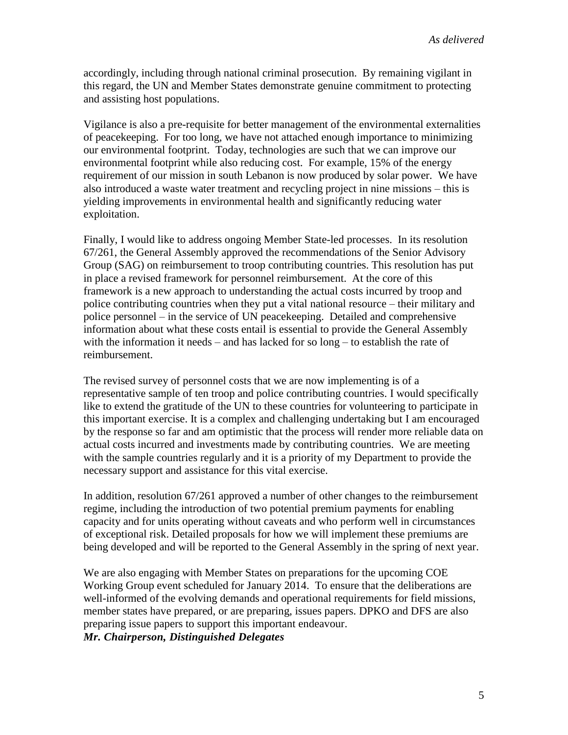accordingly, including through national criminal prosecution. By remaining vigilant in this regard, the UN and Member States demonstrate genuine commitment to protecting and assisting host populations.

Vigilance is also a pre-requisite for better management of the environmental externalities of peacekeeping. For too long, we have not attached enough importance to minimizing our environmental footprint. Today, technologies are such that we can improve our environmental footprint while also reducing cost. For example, 15% of the energy requirement of our mission in south Lebanon is now produced by solar power. We have also introduced a waste water treatment and recycling project in nine missions – this is yielding improvements in environmental health and significantly reducing water exploitation.

Finally, I would like to address ongoing Member State-led processes. In its resolution 67/261, the General Assembly approved the recommendations of the Senior Advisory Group (SAG) on reimbursement to troop contributing countries. This resolution has put in place a revised framework for personnel reimbursement. At the core of this framework is a new approach to understanding the actual costs incurred by troop and police contributing countries when they put a vital national resource – their military and police personnel – in the service of UN peacekeeping. Detailed and comprehensive information about what these costs entail is essential to provide the General Assembly with the information it needs – and has lacked for so long – to establish the rate of reimbursement.

The revised survey of personnel costs that we are now implementing is of a representative sample of ten troop and police contributing countries. I would specifically like to extend the gratitude of the UN to these countries for volunteering to participate in this important exercise. It is a complex and challenging undertaking but I am encouraged by the response so far and am optimistic that the process will render more reliable data on actual costs incurred and investments made by contributing countries. We are meeting with the sample countries regularly and it is a priority of my Department to provide the necessary support and assistance for this vital exercise.

In addition, resolution 67/261 approved a number of other changes to the reimbursement regime, including the introduction of two potential premium payments for enabling capacity and for units operating without caveats and who perform well in circumstances of exceptional risk. Detailed proposals for how we will implement these premiums are being developed and will be reported to the General Assembly in the spring of next year.

We are also engaging with Member States on preparations for the upcoming COE Working Group event scheduled for January 2014. To ensure that the deliberations are well-informed of the evolving demands and operational requirements for field missions, member states have prepared, or are preparing, issues papers. DPKO and DFS are also preparing issue papers to support this important endeavour.

***Mr. Chairperson, Distinguished Delegates***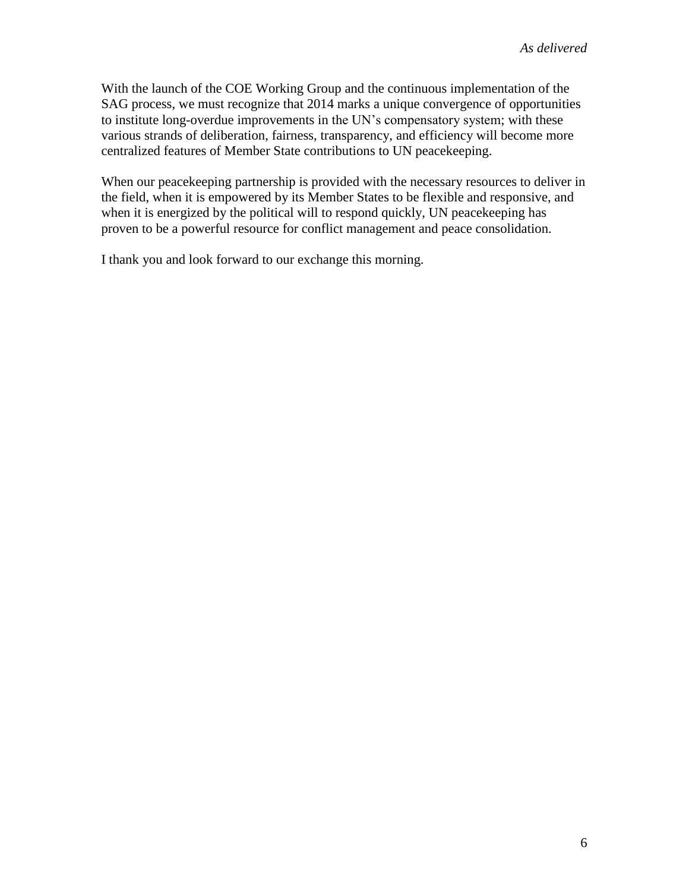With the launch of the COE Working Group and the continuous implementation of the SAG process, we must recognize that 2014 marks a unique convergence of opportunities to institute long-overdue improvements in the UN's compensatory system; with these various strands of deliberation, fairness, transparency, and efficiency will become more centralized features of Member State contributions to UN peacekeeping.

When our peacekeeping partnership is provided with the necessary resources to deliver in the field, when it is empowered by its Member States to be flexible and responsive, and when it is energized by the political will to respond quickly, UN peacekeeping has proven to be a powerful resource for conflict management and peace consolidation.

I thank you and look forward to our exchange this morning.